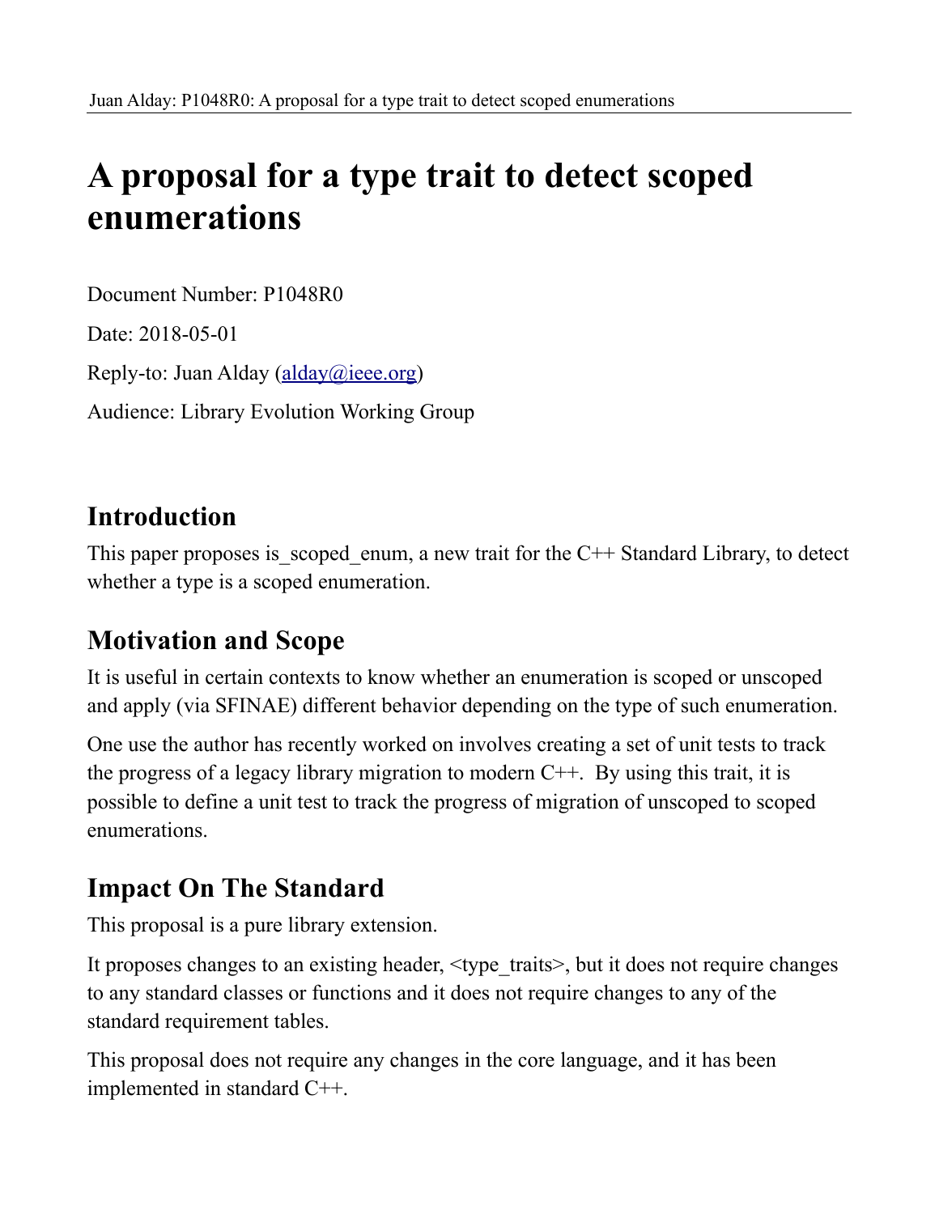# A proposal for a type trait to detect scoped enumerations

Document Number: P1048R0

Date: 2018-05-01

Reply-to: Juan Alday (alday@ieee.org)

Audience: Library Evolution Working Group

## Introduction

This paper proposes is_scoped_enum, a new trait for the C++ Standard Library, to detect whether a type is a scoped enumeration.

## Motivation and Scope

It is useful in certain contexts to know whether an enumeration is scoped or unscoped and apply (via SFINAE) different behavior depending on the type of such enumeration.

One use the author has recently worked on involves creating a set of unit tests to track the progress of a legacy library migration to modern C++. By using this trait, it is possible to define a unit test to track the progress of migration of unscoped to scoped enumerations.

## Impact On The Standard

This proposal is a pure library extension.

It proposes changes to an existing header, <type_traits>, but it does not require changes to any standard classes or functions and it does not require changes to any of the standard requirement tables.

This proposal does not require any changes in the core language, and it has been implemented in standard C++.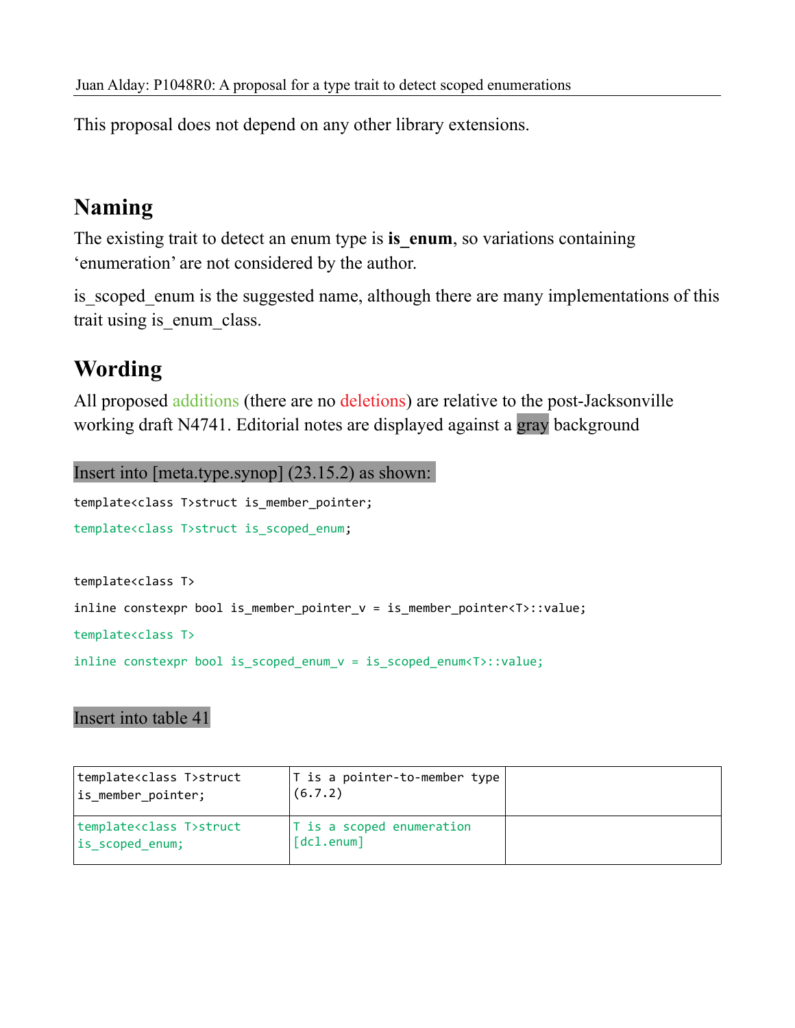This proposal does not depend on any other library extensions.

## Naming

The existing trait to detect an enum type is **is_enum**, so variations containing 'enumeration' are not considered by the author.

is_scoped_enum is the suggested name, although there are many implementations of this trait using is_enum_class.

## Wording

All proposed additions (there are no deletions) are relative to the post-Jacksonville working draft N4741. Editorial notes are displayed against a gray background

Insert into [meta.type.synop] (23.15.2) as shown:

```
template<class T>struct is_member_pointer;
template<class T>struct is_scoped_enum;

template<class T>
inline constexpr bool is_member_pointer_v = is_member_pointer<T>::value;
template<class T>
inline constexpr bool is_scoped_enum_v = is_scoped_enum<T>::value;
```

Insert into table 41

| | | |
|---|---|---|
| template<class T>struct is_member_pointer; | T is a pointer-to-member type (6.7.2) | |
| template<class T>struct is_scoped_enum; | T is a scoped enumeration [dcl.enum] | |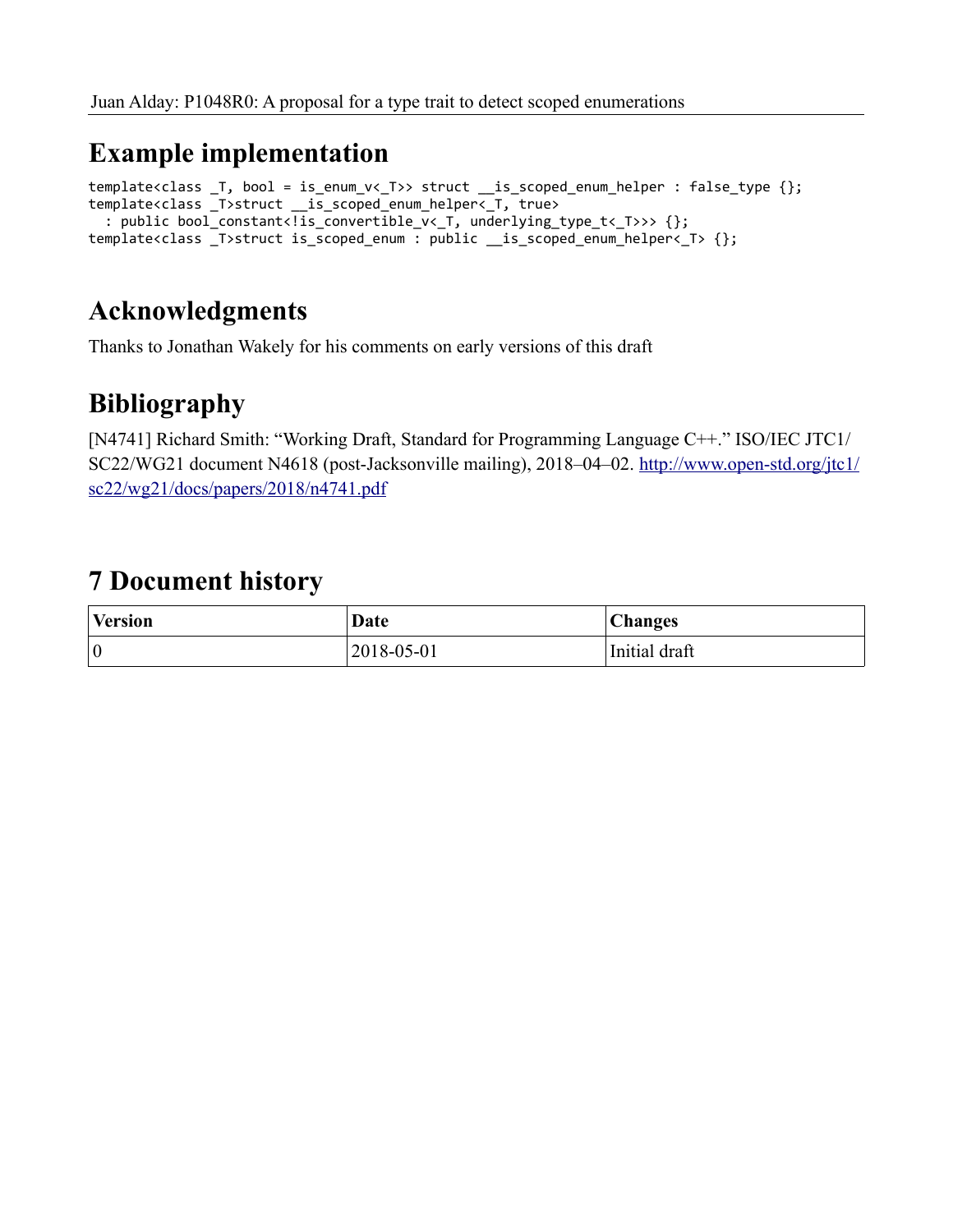## Example implementation

```
template<class _T, bool = is_enum_v<_T>> struct __is_scoped_enum_helper : false_type {};
template<class _T>struct __is_scoped_enum_helper<_T, true>
  : public bool_constant<!is_convertible_v<_T, underlying_type_t<_T>>> {};
template<class _T>struct is_scoped_enum : public __is_scoped_enum_helper<_T> {};
```

## Acknowledgments

Thanks to Jonathan Wakely for his comments on early versions of this draft

## Bibliography

[N4741] Richard Smith: "Working Draft, Standard for Programming Language C++." ISO/IEC JTC1/SC22/WG21 document N4618 (post-Jacksonville mailing), 2018–04–02. http://www.open-std.org/jtc1/sc22/wg21/docs/papers/2018/n4741.pdf

## 7 Document history

| Version | Date | Changes |
| --- | --- | --- |
| 0 | 2018-05-01 | Initial draft |